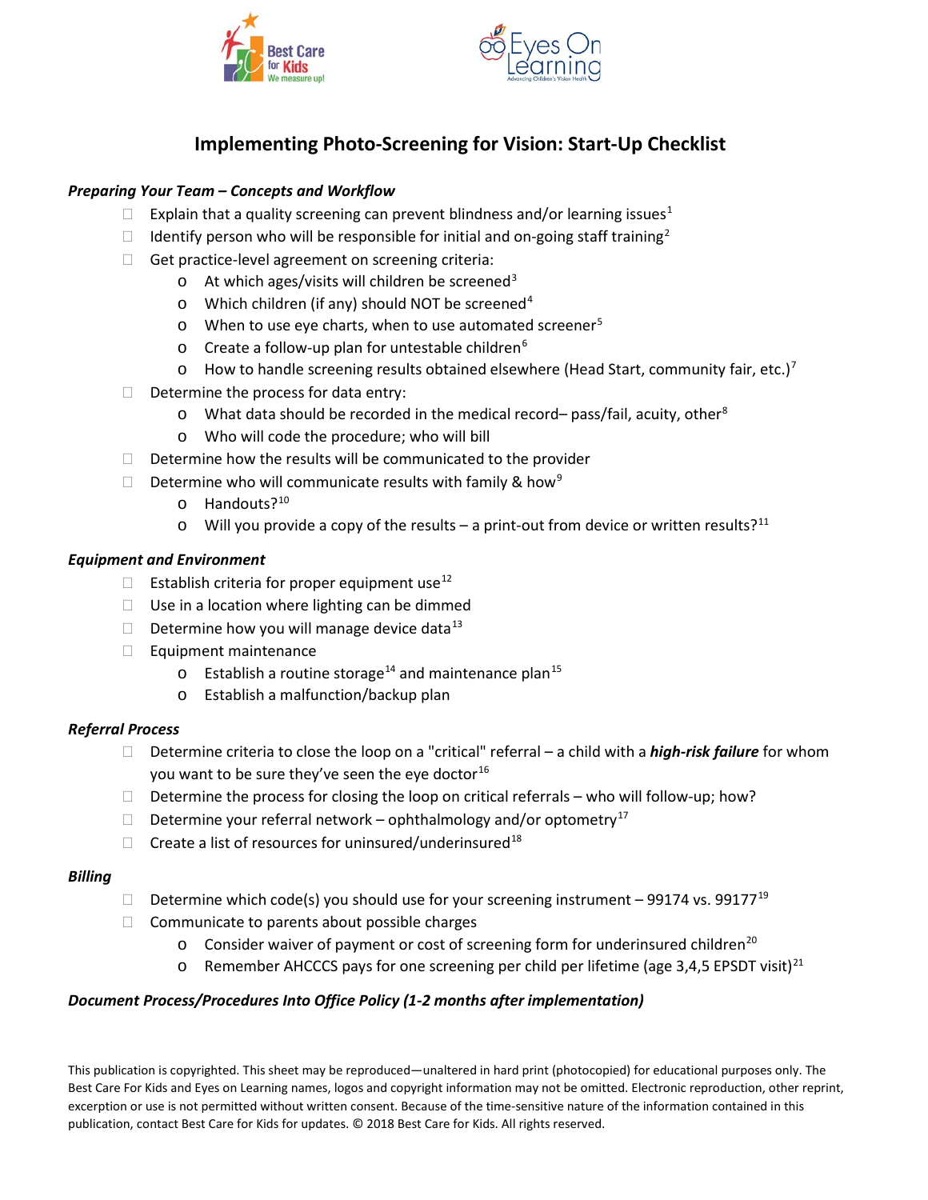# Implementing Photo-Screening for Vision: Start-Up Checklist

***Preparing Your Team – Concepts and Workflow***

- ☐ Explain that a quality screening can prevent blindness and/or learning issues[1]
- ☐ Identify person who will be responsible for initial and on-going staff training[2]
- ☐ Get practice-level agreement on screening criteria:
  - At which ages/visits will children be screened[3]
  - Which children (if any) should NOT be screened[4]
  - When to use eye charts, when to use automated screener[5]
  - Create a follow-up plan for untestable children[6]
  - How to handle screening results obtained elsewhere (Head Start, community fair, etc.)[7]
- ☐ Determine the process for data entry:
  - What data should be recorded in the medical record– pass/fail, acuity, other[8]
  - Who will code the procedure; who will bill
- ☐ Determine how the results will be communicated to the provider
- ☐ Determine who will communicate results with family & how[9]
  - Handouts?[10]
  - Will you provide a copy of the results – a print-out from device or written results?[11]

***Equipment and Environment***

- ☐ Establish criteria for proper equipment use[12]
- ☐ Use in a location where lighting can be dimmed
- ☐ Determine how you will manage device data[13]
- ☐ Equipment maintenance
  - Establish a routine storage[14] and maintenance plan[15]
  - Establish a malfunction/backup plan

***Referral Process***

- ☐ Determine criteria to close the loop on a "critical" referral – a child with a ***high-risk failure*** for whom you want to be sure they've seen the eye doctor[16]
- ☐ Determine the process for closing the loop on critical referrals – who will follow-up; how?
- ☐ Determine your referral network – ophthalmology and/or optometry[17]
- ☐ Create a list of resources for uninsured/underinsured[18]

***Billing***

- ☐ Determine which code(s) you should use for your screening instrument – 99174 vs. 99177[19]
- ☐ Communicate to parents about possible charges
  - Consider waiver of payment or cost of screening form for underinsured children[20]
  - Remember AHCCCS pays for one screening per child per lifetime (age 3,4,5 EPSDT visit)[21]

***Document Process/Procedures Into Office Policy (1-2 months after implementation)***

This publication is copyrighted. This sheet may be reproduced—unaltered in hard print (photocopied) for educational purposes only. The Best Care For Kids and Eyes on Learning names, logos and copyright information may not be omitted. Electronic reproduction, other reprint, excerption or use is not permitted without written consent. Because of the time-sensitive nature of the information contained in this publication, contact Best Care for Kids for updates. © 2018 Best Care for Kids. All rights reserved.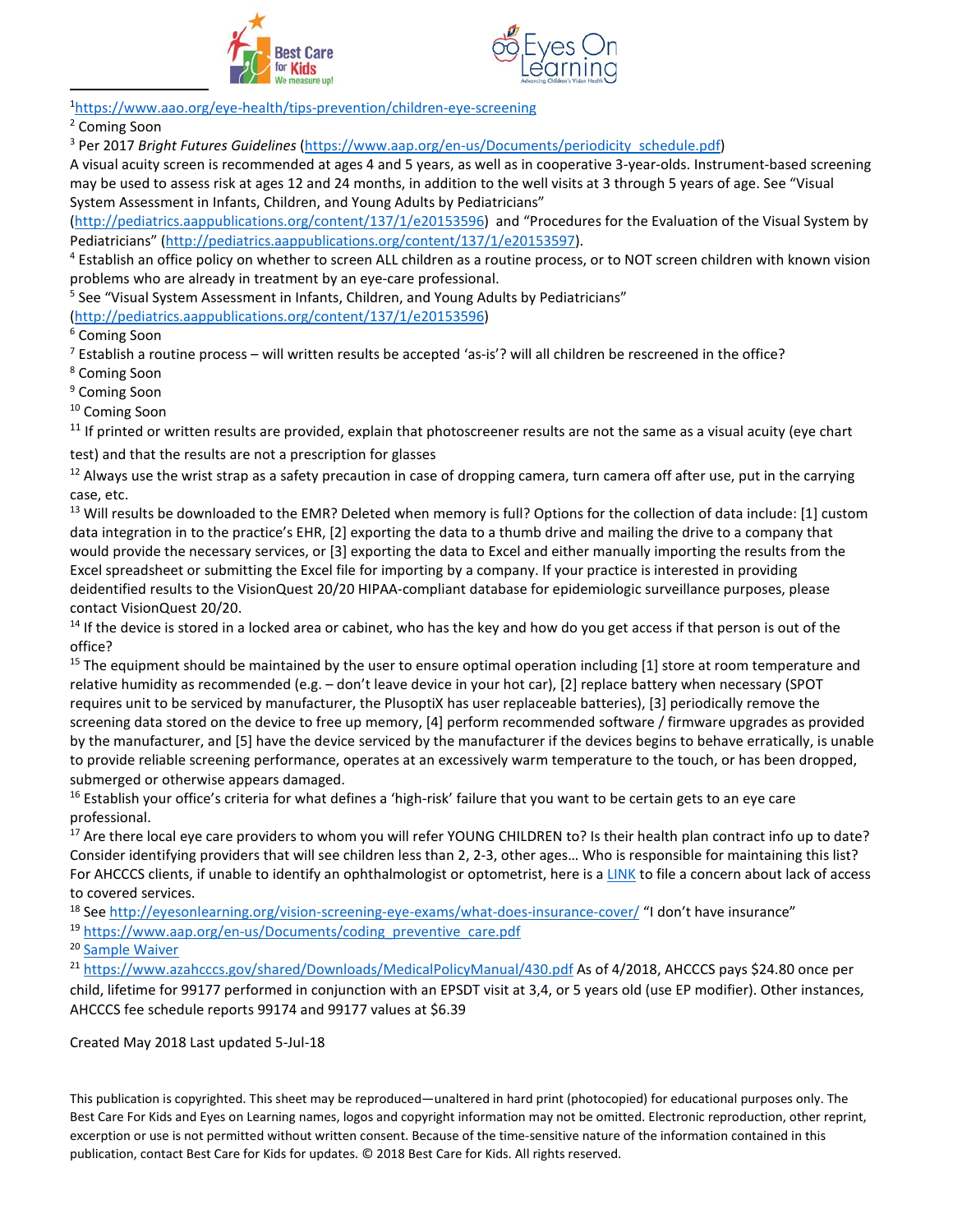[1] https://www.aao.org/eye-health/tips-prevention/children-eye-screening

[2] Coming Soon

[3] Per 2017 *Bright Futures Guidelines* (https://www.aap.org/en-us/Documents/periodicity_schedule.pdf)
A visual acuity screen is recommended at ages 4 and 5 years, as well as in cooperative 3-year-olds. Instrument-based screening may be used to assess risk at ages 12 and 24 months, in addition to the well visits at 3 through 5 years of age. See "Visual System Assessment in Infants, Children, and Young Adults by Pediatricians" (http://pediatrics.aappublications.org/content/137/1/e20153596) and "Procedures for the Evaluation of the Visual System by Pediatricians" (http://pediatrics.aappublications.org/content/137/1/e20153597).

[4] Establish an office policy on whether to screen ALL children as a routine process, or to NOT screen children with known vision problems who are already in treatment by an eye-care professional.

[5] See "Visual System Assessment in Infants, Children, and Young Adults by Pediatricians" (http://pediatrics.aappublications.org/content/137/1/e20153596)

[6] Coming Soon

[7] Establish a routine process – will written results be accepted 'as-is'? will all children be rescreened in the office?

[8] Coming Soon

[9] Coming Soon

[10] Coming Soon

[11] If printed or written results are provided, explain that photoscreener results are not the same as a visual acuity (eye chart test) and that the results are not a prescription for glasses

[12] Always use the wrist strap as a safety precaution in case of dropping camera, turn camera off after use, put in the carrying case, etc.

[13] Will results be downloaded to the EMR? Deleted when memory is full? Options for the collection of data include: [1] custom data integration in to the practice's EHR, [2] exporting the data to a thumb drive and mailing the drive to a company that would provide the necessary services, or [3] exporting the data to Excel and either manually importing the results from the Excel spreadsheet or submitting the Excel file for importing by a company. If your practice is interested in providing deidentified results to the VisionQuest 20/20 HIPAA-compliant database for epidemiologic surveillance purposes, please contact VisionQuest 20/20.

[14] If the device is stored in a locked area or cabinet, who has the key and how do you get access if that person is out of the office?

[15] The equipment should be maintained by the user to ensure optimal operation including [1] store at room temperature and relative humidity as recommended (e.g. – don't leave device in your hot car), [2] replace battery when necessary (SPOT requires unit to be serviced by manufacturer, the PlusoptiX has user replaceable batteries), [3] periodically remove the screening data stored on the device to free up memory, [4] perform recommended software / firmware upgrades as provided by the manufacturer, and [5] have the device serviced by the manufacturer if the devices begins to behave erratically, is unable to provide reliable screening performance, operates at an excessively warm temperature to the touch, or has been dropped, submerged or otherwise appears damaged.

[16] Establish your office's criteria for what defines a 'high-risk' failure that you want to be certain gets to an eye care professional.

[17] Are there local eye care providers to whom you will refer YOUNG CHILDREN to? Is their health plan contract info up to date? Consider identifying providers that will see children less than 2, 2-3, other ages… Who is responsible for maintaining this list? For AHCCCS clients, if unable to identify an ophthalmologist or optometrist, here is a LINK to file a concern about lack of access to covered services.

[18] See http://eyesonlearning.org/vision-screening-eye-exams/what-does-insurance-cover/ "I don't have insurance"

[19] https://www.aap.org/en-us/Documents/coding_preventive_care.pdf

[20] Sample Waiver

[21] https://www.azahcccs.gov/shared/Downloads/MedicalPolicyManual/430.pdf As of 4/2018, AHCCCS pays $24.80 once per child, lifetime for 99177 performed in conjunction with an EPSDT visit at 3,4, or 5 years old (use EP modifier). Other instances, AHCCCS fee schedule reports 99174 and 99177 values at $6.39

Created May 2018 Last updated 5-Jul-18

This publication is copyrighted. This sheet may be reproduced—unaltered in hard print (photocopied) for educational purposes only. The Best Care For Kids and Eyes on Learning names, logos and copyright information may not be omitted. Electronic reproduction, other reprint, excerption or use is not permitted without written consent. Because of the time-sensitive nature of the information contained in this publication, contact Best Care for Kids for updates. © 2018 Best Care for Kids. All rights reserved.